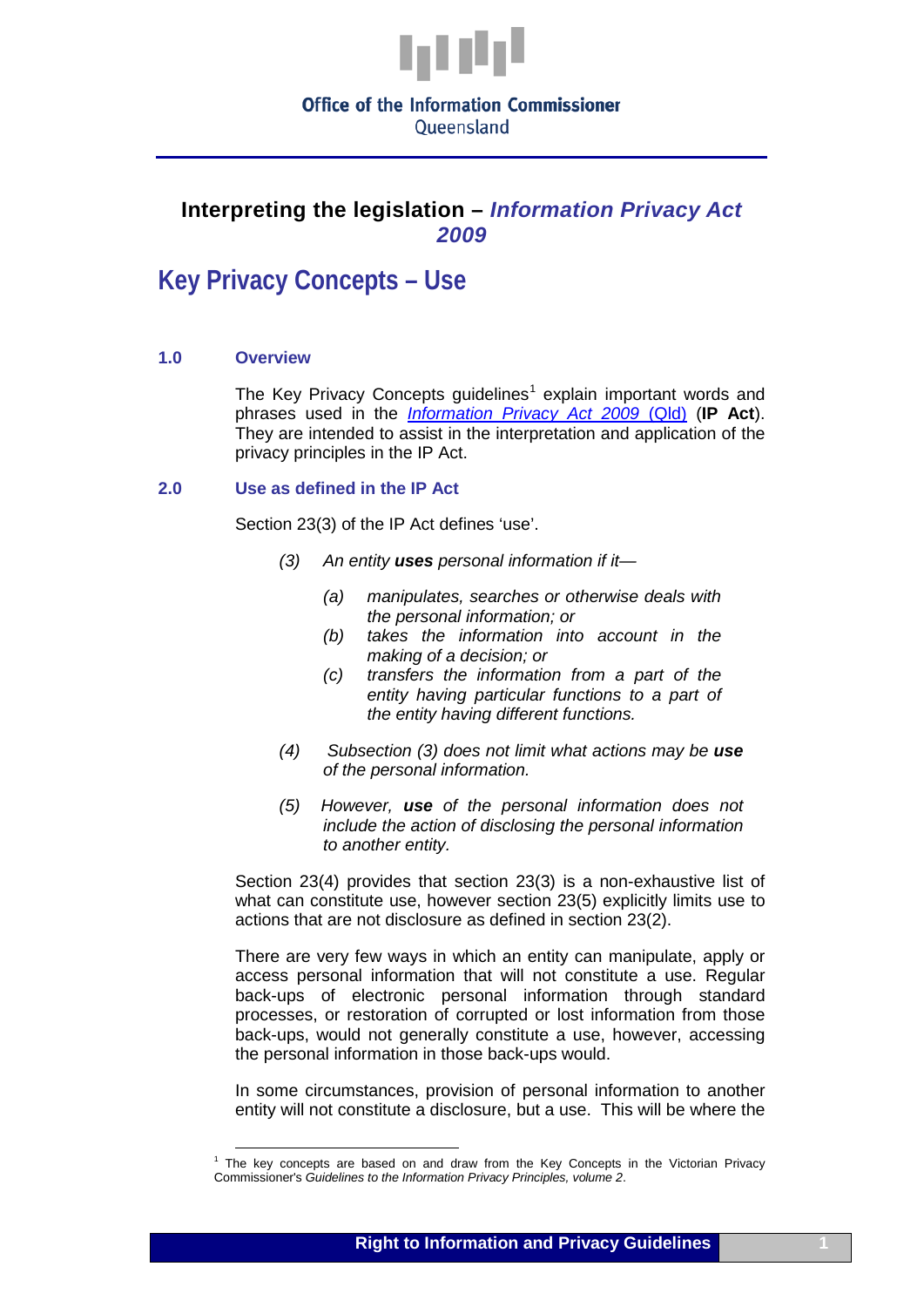Office of the Information Commissioner
Queensland

## Interpreting the legislation – *Information Privacy Act 2009*

# Key Privacy Concepts – Use

### 1.0 Overview

The Key Privacy Concepts guidelines[1] explain important words and phrases used in the *Information Privacy Act 2009* (Qld) (**IP Act**). They are intended to assist in the interpretation and application of the privacy principles in the IP Act.

### 2.0 Use as defined in the IP Act

Section 23(3) of the IP Act defines 'use'.

> *(3) An entity **uses** personal information if it—*
>
> *(a) manipulates, searches or otherwise deals with the personal information; or*
>
> *(b) takes the information into account in the making of a decision; or*
>
> *(c) transfers the information from a part of the entity having particular functions to a part of the entity having different functions.*
>
> *(4) Subsection (3) does not limit what actions may be **use** of the personal information.*
>
> *(5) However, **use** of the personal information does not include the action of disclosing the personal information to another entity.*

Section 23(4) provides that section 23(3) is a non-exhaustive list of what can constitute use, however section 23(5) explicitly limits use to actions that are not disclosure as defined in section 23(2).

There are very few ways in which an entity can manipulate, apply or access personal information that will not constitute a use. Regular back-ups of electronic personal information through standard processes, or restoration of corrupted or lost information from those back-ups, would not generally constitute a use, however, accessing the personal information in those back-ups would.

In some circumstances, provision of personal information to another entity will not constitute a disclosure, but a use. This will be where the

[1] The key concepts are based on and draw from the Key Concepts in the Victorian Privacy Commissioner's *Guidelines to the Information Privacy Principles, volume 2*.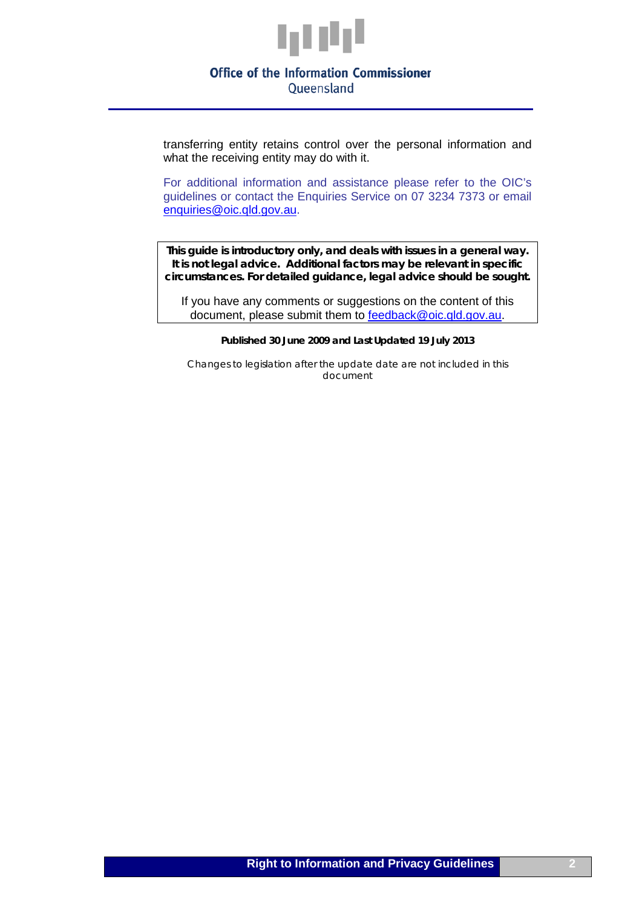transferring entity retains control over the personal information and what the receiving entity may do with it.

For additional information and assistance please refer to the OIC's guidelines or contact the Enquiries Service on 07 3234 7373 or email enquiries@oic.qld.gov.au.

**This guide is introductory only, and deals with issues in a general way. It is not legal advice. Additional factors may be relevant in specific circumstances. For detailed guidance, legal advice should be sought.**

If you have any comments or suggestions on the content of this document, please submit them to feedback@oic.qld.gov.au.

***Published 30 June 2009 and Last Updated 19 July 2013***

*Changes to legislation after the update date are not included in this document*